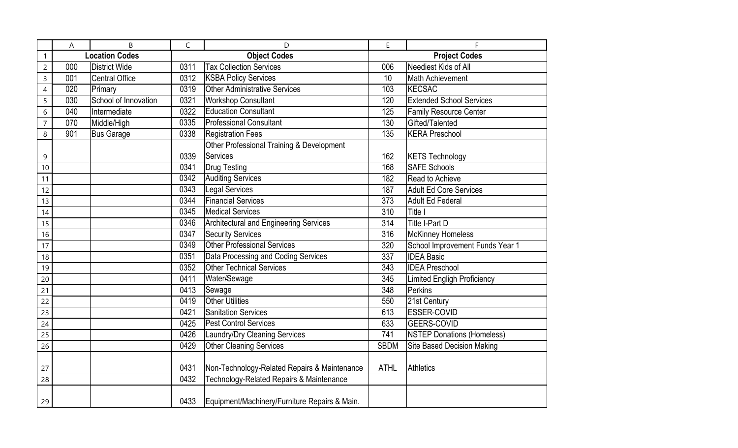| Location Codes | | Object Codes | | Project Codes | |
|---|---|---|---|---|---|
| 000 | District Wide | 0311 | Tax Collection Services | 006 | Neediest Kids of All |
| 001 | Central Office | 0312 | KSBA Policy Services | 10 | Math Achievement |
| 020 | Primary | 0319 | Other Administrative Services | 103 | KECSAC |
| 030 | School of Innovation | 0321 | Workshop Consultant | 120 | Extended School Services |
| 040 | Intermediate | 0322 | Education Consultant | 125 | Family Resource Center |
| 070 | Middle/High | 0335 | Professional Consultant | 130 | Gifted/Talented |
| 901 | Bus Garage | 0338 | Registration Fees | 135 | KERA Preschool |
| | | 0339 | Other Professional Training & Development Services | 162 | KETS Technology |
| | | 0341 | Drug Testing | 168 | SAFE Schools |
| | | 0342 | Auditing Services | 182 | Read to Achieve |
| | | 0343 | Legal Services | 187 | Adult Ed Core Services |
| | | 0344 | Financial Services | 373 | Adult Ed Federal |
| | | 0345 | Medical Services | 310 | Title I |
| | | 0346 | Architectural and Engineering Services | 314 | Title I-Part D |
| | | 0347 | Security Services | 316 | McKinney Homeless |
| | | 0349 | Other Professional Services | 320 | School Improvement Funds Year 1 |
| | | 0351 | Data Processing and Coding Services | 337 | IDEA Basic |
| | | 0352 | Other Technical Services | 343 | IDEA Preschool |
| | | 0411 | Water/Sewage | 345 | Limited Engligh Proficiency |
| | | 0413 | Sewage | 348 | Perkins |
| | | 0419 | Other Utilities | 550 | 21st Century |
| | | 0421 | Sanitation Services | 613 | ESSER-COVID |
| | | 0425 | Pest Control Services | 633 | GEERS-COVID |
| | | 0426 | Laundry/Dry Cleaning Services | 741 | NSTEP Donations (Homeless) |
| | | 0429 | Other Cleaning Services | SBDM | Site Based Decision Making |
| | | 0431 | Non-Technology-Related Repairs & Maintenance | ATHL | Athletics |
| | | 0432 | Technology-Related Repairs & Maintenance | | |
| | | 0433 | Equipment/Machinery/Furniture Repairs & Main. | | |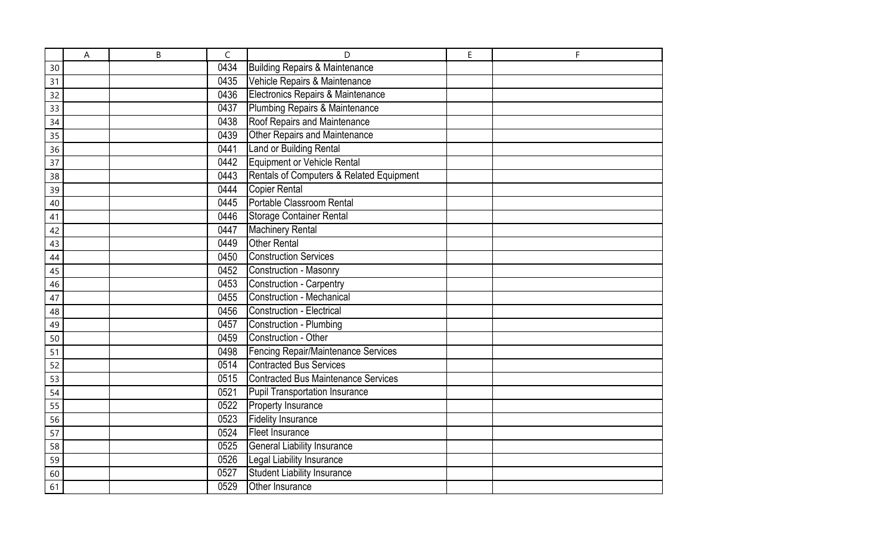| A | B | C | D | E | F |
|---|---|---|---|---|---|
| | | 0434 | Building Repairs & Maintenance | | |
| | | 0435 | Vehicle Repairs & Maintenance | | |
| | | 0436 | Electronics Repairs & Maintenance | | |
| | | 0437 | Plumbing Repairs & Maintenance | | |
| | | 0438 | Roof Repairs and Maintenance | | |
| | | 0439 | Other Repairs and Maintenance | | |
| | | 0441 | Land or Building Rental | | |
| | | 0442 | Equipment or Vehicle Rental | | |
| | | 0443 | Rentals of Computers & Related Equipment | | |
| | | 0444 | Copier Rental | | |
| | | 0445 | Portable Classroom Rental | | |
| | | 0446 | Storage Container Rental | | |
| | | 0447 | Machinery Rental | | |
| | | 0449 | Other Rental | | |
| | | 0450 | Construction Services | | |
| | | 0452 | Construction - Masonry | | |
| | | 0453 | Construction - Carpentry | | |
| | | 0455 | Construction - Mechanical | | |
| | | 0456 | Construction - Electrical | | |
| | | 0457 | Construction - Plumbing | | |
| | | 0459 | Construction - Other | | |
| | | 0498 | Fencing Repair/Maintenance Services | | |
| | | 0514 | Contracted Bus Services | | |
| | | 0515 | Contracted Bus Maintenance Services | | |
| | | 0521 | Pupil Transportation Insurance | | |
| | | 0522 | Property Insurance | | |
| | | 0523 | Fidelity Insurance | | |
| | | 0524 | Fleet Insurance | | |
| | | 0525 | General Liability Insurance | | |
| | | 0526 | Legal Liability Insurance | | |
| | | 0527 | Student Liability Insurance | | |
| | | 0529 | Other Insurance | | |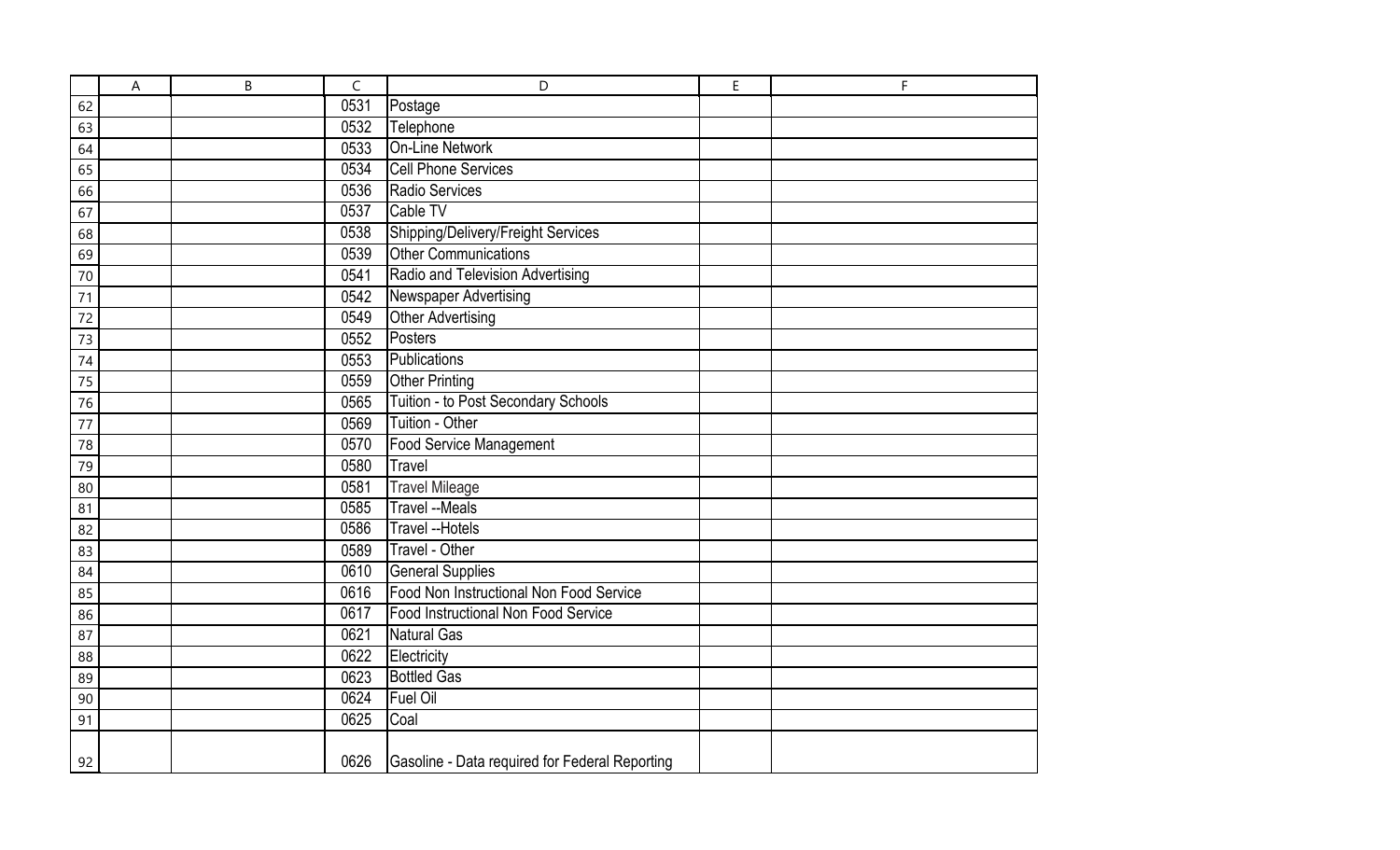| | A | B | C | D | E | F |
|---|---|---|---|---|---|---|
| 62 | | | 0531 | Postage | | |
| 63 | | | 0532 | Telephone | | |
| 64 | | | 0533 | On-Line Network | | |
| 65 | | | 0534 | Cell Phone Services | | |
| 66 | | | 0536 | Radio Services | | |
| 67 | | | 0537 | Cable TV | | |
| 68 | | | 0538 | Shipping/Delivery/Freight Services | | |
| 69 | | | 0539 | Other Communications | | |
| 70 | | | 0541 | Radio and Television Advertising | | |
| 71 | | | 0542 | Newspaper Advertising | | |
| 72 | | | 0549 | Other Advertising | | |
| 73 | | | 0552 | Posters | | |
| 74 | | | 0553 | Publications | | |
| 75 | | | 0559 | Other Printing | | |
| 76 | | | 0565 | Tuition - to Post Secondary Schools | | |
| 77 | | | 0569 | Tuition - Other | | |
| 78 | | | 0570 | Food Service Management | | |
| 79 | | | 0580 | Travel | | |
| 80 | | | 0581 | Travel Mileage | | |
| 81 | | | 0585 | Travel --Meals | | |
| 82 | | | 0586 | Travel --Hotels | | |
| 83 | | | 0589 | Travel - Other | | |
| 84 | | | 0610 | General Supplies | | |
| 85 | | | 0616 | Food Non Instructional Non Food Service | | |
| 86 | | | 0617 | Food Instructional Non Food Service | | |
| 87 | | | 0621 | Natural Gas | | |
| 88 | | | 0622 | Electricity | | |
| 89 | | | 0623 | Bottled Gas | | |
| 90 | | | 0624 | Fuel Oil | | |
| 91 | | | 0625 | Coal | | |
| 92 | | | 0626 | Gasoline - Data required for Federal Reporting | | |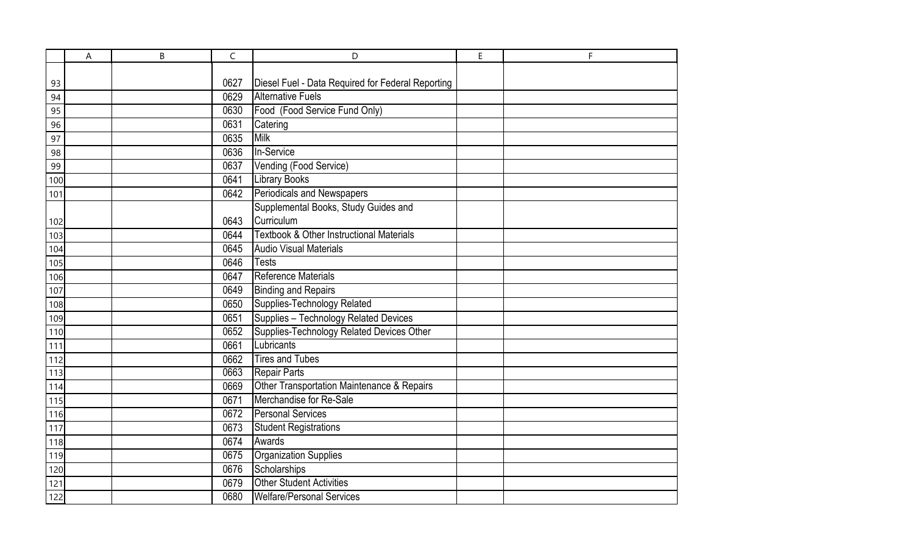| | A | B | C | D | E | F |
|---|---|---|---|---|---|---|
| 93 | | | 0627 | Diesel Fuel - Data Required for Federal Reporting | | |
| 94 | | | 0629 | Alternative Fuels | | |
| 95 | | | 0630 | Food (Food Service Fund Only) | | |
| 96 | | | 0631 | Catering | | |
| 97 | | | 0635 | Milk | | |
| 98 | | | 0636 | In-Service | | |
| 99 | | | 0637 | Vending (Food Service) | | |
| 100 | | | 0641 | Library Books | | |
| 101 | | | 0642 | Periodicals and Newspapers | | |
| 102 | | | 0643 | Supplemental Books, Study Guides and Curriculum | | |
| 103 | | | 0644 | Textbook & Other Instructional Materials | | |
| 104 | | | 0645 | Audio Visual Materials | | |
| 105 | | | 0646 | Tests | | |
| 106 | | | 0647 | Reference Materials | | |
| 107 | | | 0649 | Binding and Repairs | | |
| 108 | | | 0650 | Supplies-Technology Related | | |
| 109 | | | 0651 | Supplies – Technology Related Devices | | |
| 110 | | | 0652 | Supplies-Technology Related Devices Other | | |
| 111 | | | 0661 | Lubricants | | |
| 112 | | | 0662 | Tires and Tubes | | |
| 113 | | | 0663 | Repair Parts | | |
| 114 | | | 0669 | Other Transportation Maintenance & Repairs | | |
| 115 | | | 0671 | Merchandise for Re-Sale | | |
| 116 | | | 0672 | Personal Services | | |
| 117 | | | 0673 | Student Registrations | | |
| 118 | | | 0674 | Awards | | |
| 119 | | | 0675 | Organization Supplies | | |
| 120 | | | 0676 | Scholarships | | |
| 121 | | | 0679 | Other Student Activities | | |
| 122 | | | 0680 | Welfare/Personal Services | | |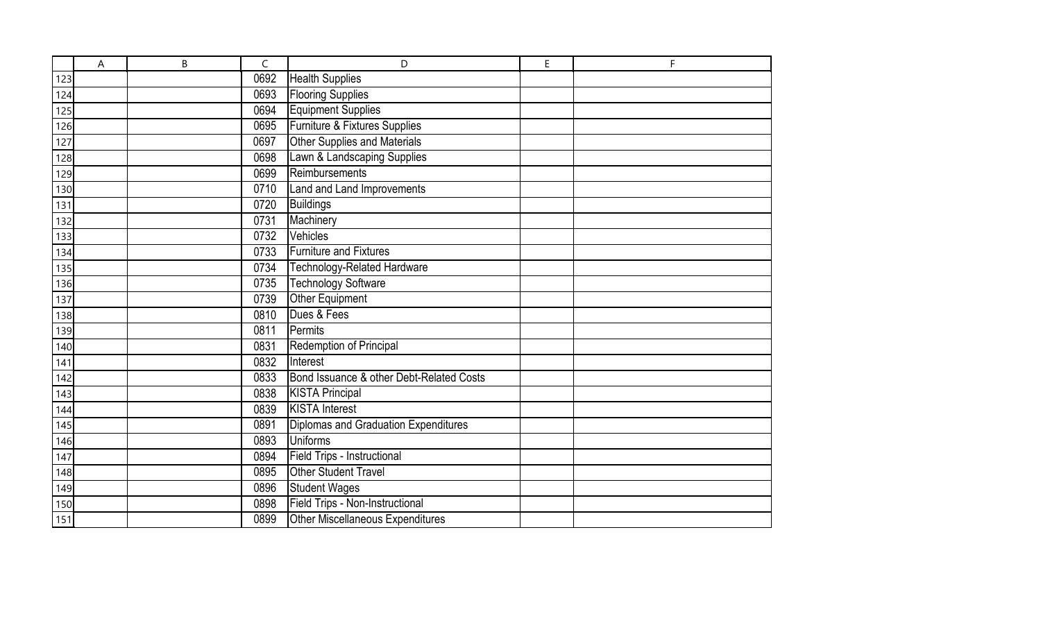| | | | | | |
|---|---|---|---|---|---|
| | | 0692 | Health Supplies | | |
| | | 0693 | Flooring Supplies | | |
| | | 0694 | Equipment Supplies | | |
| | | 0695 | Furniture & Fixtures Supplies | | |
| | | 0697 | Other Supplies and Materials | | |
| | | 0698 | Lawn & Landscaping Supplies | | |
| | | 0699 | Reimbursements | | |
| | | 0710 | Land and Land Improvements | | |
| | | 0720 | Buildings | | |
| | | 0731 | Machinery | | |
| | | 0732 | Vehicles | | |
| | | 0733 | Furniture and Fixtures | | |
| | | 0734 | Technology-Related Hardware | | |
| | | 0735 | Technology Software | | |
| | | 0739 | Other Equipment | | |
| | | 0810 | Dues & Fees | | |
| | | 0811 | Permits | | |
| | | 0831 | Redemption of Principal | | |
| | | 0832 | Interest | | |
| | | 0833 | Bond Issuance & other Debt-Related Costs | | |
| | | 0838 | KISTA Principal | | |
| | | 0839 | KISTA Interest | | |
| | | 0891 | Diplomas and Graduation Expenditures | | |
| | | 0893 | Uniforms | | |
| | | 0894 | Field Trips - Instructional | | |
| | | 0895 | Other Student Travel | | |
| | | 0896 | Student Wages | | |
| | | 0898 | Field Trips - Non-Instructional | | |
| | | 0899 | Other Miscellaneous Expenditures | | |